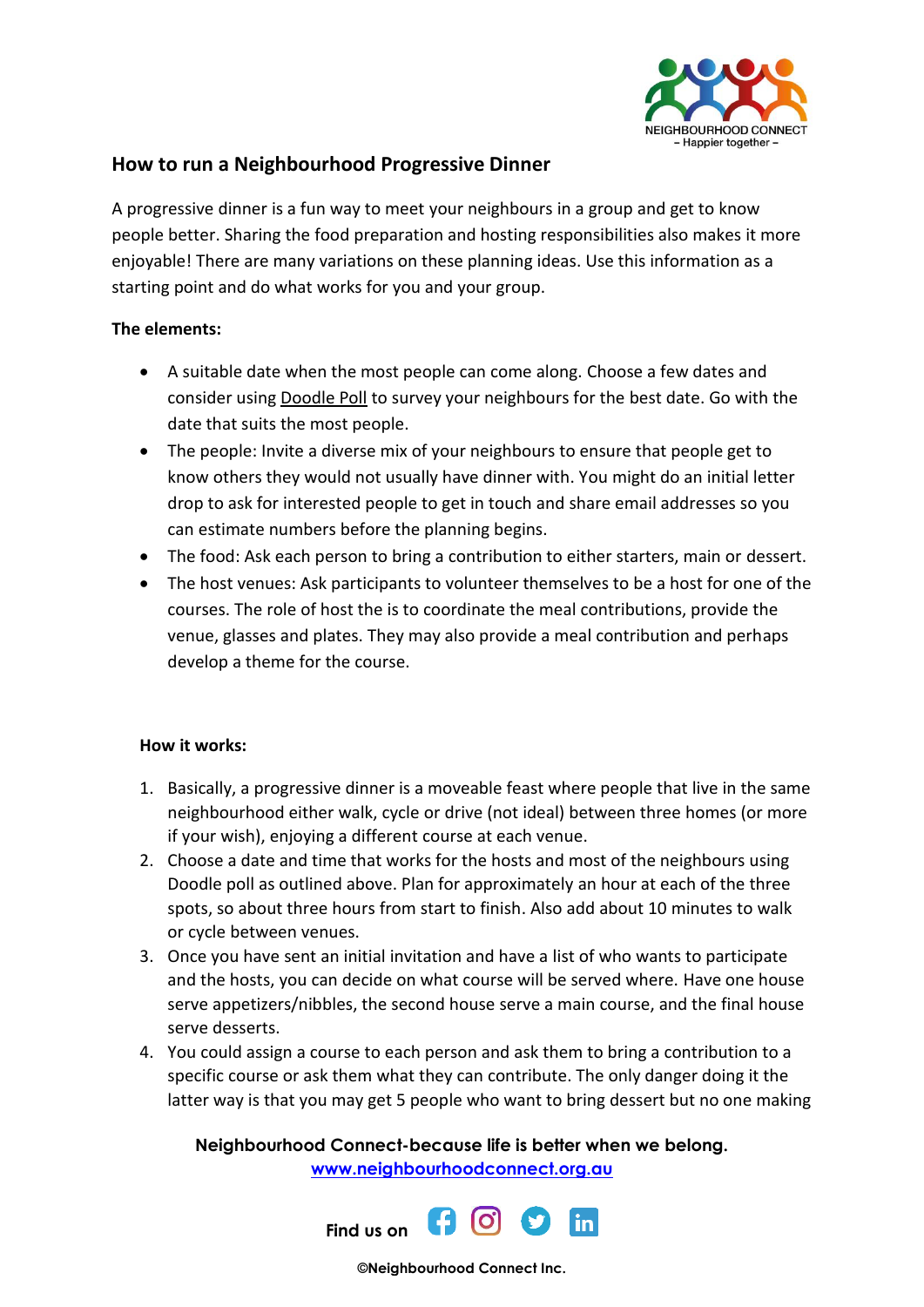## How to run a Neighbourhood Progressive Dinner

A progressive dinner is a fun way to meet your neighbours in a group and get to know people better. Sharing the food preparation and hosting responsibilities also makes it more enjoyable! There are many variations on these planning ideas. Use this information as a starting point and do what works for you and your group.

**The elements:**

- A suitable date when the most people can come along. Choose a few dates and consider using Doodle Poll to survey your neighbours for the best date. Go with the date that suits the most people.
- The people: Invite a diverse mix of your neighbours to ensure that people get to know others they would not usually have dinner with. You might do an initial letter drop to ask for interested people to get in touch and share email addresses so you can estimate numbers before the planning begins.
- The food: Ask each person to bring a contribution to either starters, main or dessert.
- The host venues: Ask participants to volunteer themselves to be a host for one of the courses. The role of host the is to coordinate the meal contributions, provide the venue, glasses and plates. They may also provide a meal contribution and perhaps develop a theme for the course.

**How it works:**

1. Basically, a progressive dinner is a moveable feast where people that live in the same neighbourhood either walk, cycle or drive (not ideal) between three homes (or more if your wish), enjoying a different course at each venue.
2. Choose a date and time that works for the hosts and most of the neighbours using Doodle poll as outlined above. Plan for approximately an hour at each of the three spots, so about three hours from start to finish. Also add about 10 minutes to walk or cycle between venues.
3. Once you have sent an initial invitation and have a list of who wants to participate and the hosts, you can decide on what course will be served where. Have one house serve appetizers/nibbles, the second house serve a main course, and the final house serve desserts.
4. You could assign a course to each person and ask them to bring a contribution to a specific course or ask them what they can contribute. The only danger doing it the latter way is that you may get 5 people who want to bring dessert but no one making

**Neighbourhood Connect-because life is better when we belong.**
www.neighbourhoodconnect.org.au

Find us on

©Neighbourhood Connect Inc.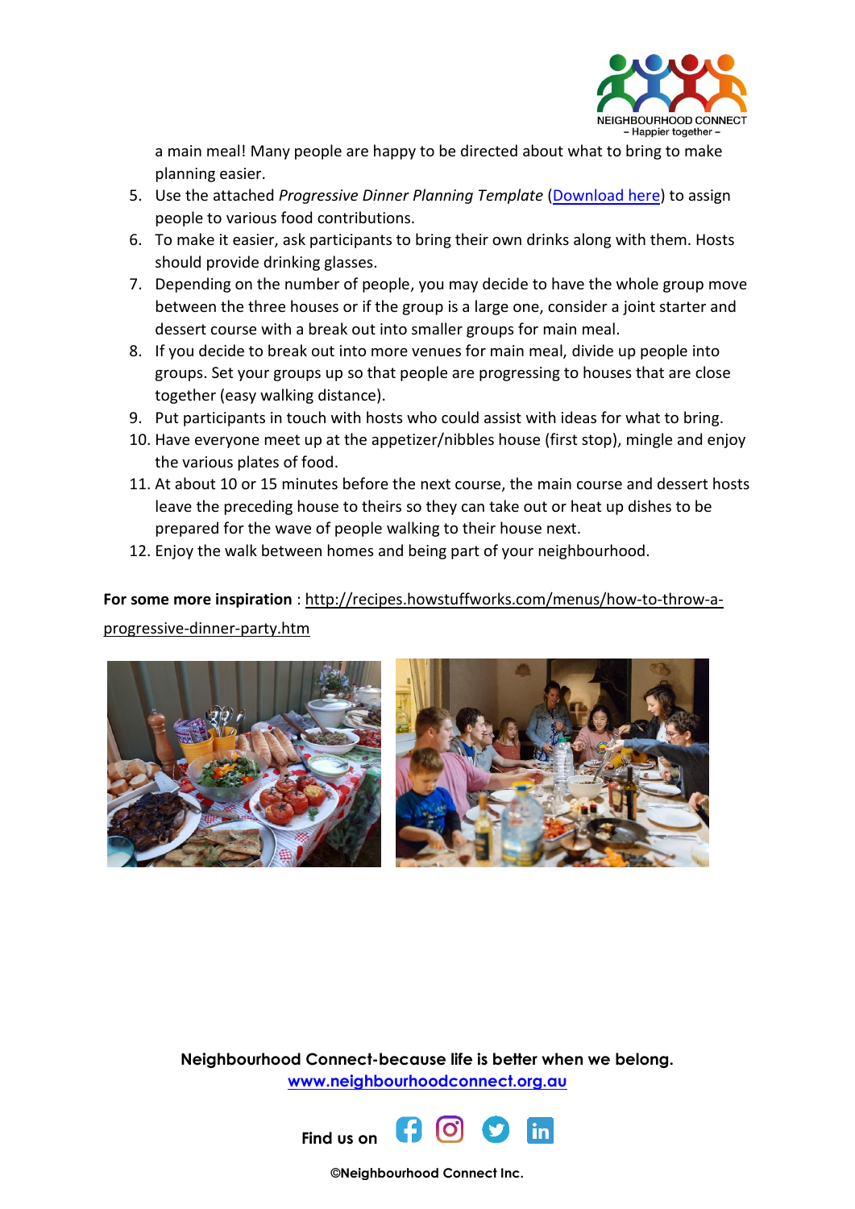a main meal! Many people are happy to be directed about what to bring to make planning easier.

5. Use the attached *Progressive Dinner Planning Template* ([Download here]()) to assign people to various food contributions.
6. To make it easier, ask participants to bring their own drinks along with them. Hosts should provide drinking glasses.
7. Depending on the number of people, you may decide to have the whole group move between the three houses or if the group is a large one, consider a joint starter and dessert course with a break out into smaller groups for main meal.
8. If you decide to break out into more venues for main meal, divide up people into groups. Set your groups up so that people are progressing to houses that are close together (easy walking distance).
9. Put participants in touch with hosts who could assist with ideas for what to bring.
10. Have everyone meet up at the appetizer/nibbles house (first stop), mingle and enjoy the various plates of food.
11. At about 10 or 15 minutes before the next course, the main course and dessert hosts leave the preceding house to theirs so they can take out or heat up dishes to be prepared for the wave of people walking to their house next.
12. Enjoy the walk between homes and being part of your neighbourhood.

**For some more inspiration** : http://recipes.howstuffworks.com/menus/how-to-throw-a-progressive-dinner-party.htm

**Neighbourhood Connect-because life is better when we belong.**
**www.neighbourhoodconnect.org.au**

**Find us on**

**©Neighbourhood Connect Inc.**